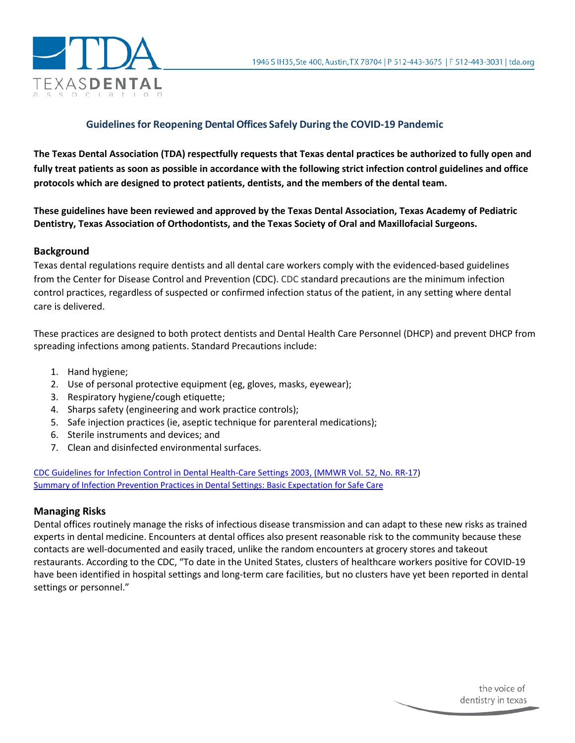## Guidelines for Reopening Dental Offices Safely During the COVID-19 Pandemic

**The Texas Dental Association (TDA) respectfully requests that Texas dental practices be authorized to fully open and fully treat patients as soon as possible in accordance with the following strict infection control guidelines and office protocols which are designed to protect patients, dentists, and the members of the dental team.**

**These guidelines have been reviewed and approved by the Texas Dental Association, Texas Academy of Pediatric Dentistry, Texas Association of Orthodontists, and the Texas Society of Oral and Maxillofacial Surgeons.**

### Background

Texas dental regulations require dentists and all dental care workers comply with the evidenced-based guidelines from the Center for Disease Control and Prevention (CDC). CDC standard precautions are the minimum infection control practices, regardless of suspected or confirmed infection status of the patient, in any setting where dental care is delivered.

These practices are designed to both protect dentists and Dental Health Care Personnel (DHCP) and prevent DHCP from spreading infections among patients. Standard Precautions include:

1. Hand hygiene;
2. Use of personal protective equipment (eg, gloves, masks, eyewear);
3. Respiratory hygiene/cough etiquette;
4. Sharps safety (engineering and work practice controls);
5. Safe injection practices (ie, aseptic technique for parenteral medications);
6. Sterile instruments and devices; and
7. Clean and disinfected environmental surfaces.

CDC Guidelines for Infection Control in Dental Health-Care Settings 2003, (MMWR Vol. 52, No. RR-17)
Summary of Infection Prevention Practices in Dental Settings: Basic Expectation for Safe Care

### Managing Risks

Dental offices routinely manage the risks of infectious disease transmission and can adapt to these new risks as trained experts in dental medicine. Encounters at dental offices also present reasonable risk to the community because these contacts are well-documented and easily traced, unlike the random encounters at grocery stores and takeout restaurants. According to the CDC, "To date in the United States, clusters of healthcare workers positive for COVID-19 have been identified in hospital settings and long-term care facilities, but no clusters have yet been reported in dental settings or personnel."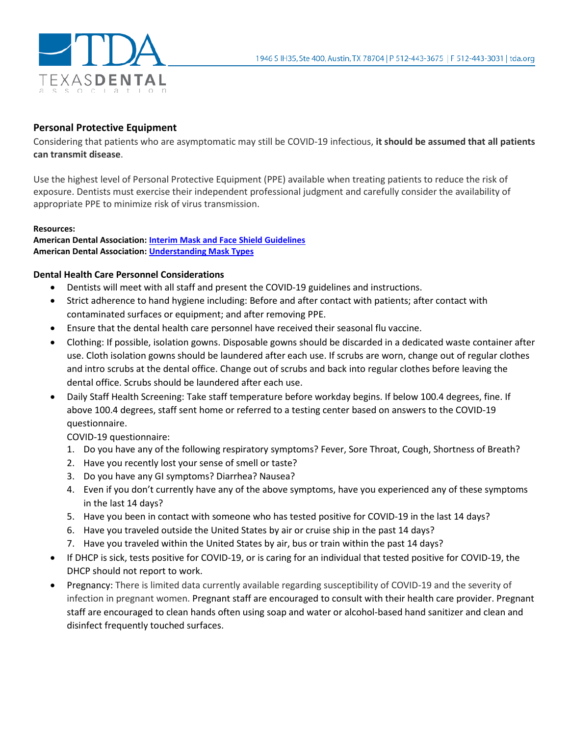## Personal Protective Equipment

Considering that patients who are asymptomatic may still be COVID-19 infectious, **it should be assumed that all patients can transmit disease**.

Use the highest level of Personal Protective Equipment (PPE) available when treating patients to reduce the risk of exposure. Dentists must exercise their independent professional judgment and carefully consider the availability of appropriate PPE to minimize risk of virus transmission.

**Resources:**
**American Dental Association: Interim Mask and Face Shield Guidelines**
**American Dental Association: Understanding Mask Types**

### Dental Health Care Personnel Considerations

- Dentists will meet with all staff and present the COVID-19 guidelines and instructions.
- Strict adherence to hand hygiene including: Before and after contact with patients; after contact with contaminated surfaces or equipment; and after removing PPE.
- Ensure that the dental health care personnel have received their seasonal flu vaccine.
- Clothing: If possible, isolation gowns. Disposable gowns should be discarded in a dedicated waste container after use. Cloth isolation gowns should be laundered after each use. If scrubs are worn, change out of regular clothes and intro scrubs at the dental office. Change out of scrubs and back into regular clothes before leaving the dental office. Scrubs should be laundered after each use.
- Daily Staff Health Screening: Take staff temperature before workday begins. If below 100.4 degrees, fine. If above 100.4 degrees, staff sent home or referred to a testing center based on answers to the COVID-19 questionnaire.
  COVID-19 questionnaire:
  1. Do you have any of the following respiratory symptoms? Fever, Sore Throat, Cough, Shortness of Breath?
  2. Have you recently lost your sense of smell or taste?
  3. Do you have any GI symptoms? Diarrhea? Nausea?
  4. Even if you don't currently have any of the above symptoms, have you experienced any of these symptoms in the last 14 days?
  5. Have you been in contact with someone who has tested positive for COVID-19 in the last 14 days?
  6. Have you traveled outside the United States by air or cruise ship in the past 14 days?
  7. Have you traveled within the United States by air, bus or train within the past 14 days?
- If DHCP is sick, tests positive for COVID-19, or is caring for an individual that tested positive for COVID-19, the DHCP should not report to work.
- Pregnancy: There is limited data currently available regarding susceptibility of COVID-19 and the severity of infection in pregnant women. Pregnant staff are encouraged to consult with their health care provider. Pregnant staff are encouraged to clean hands often using soap and water or alcohol-based hand sanitizer and clean and disinfect frequently touched surfaces.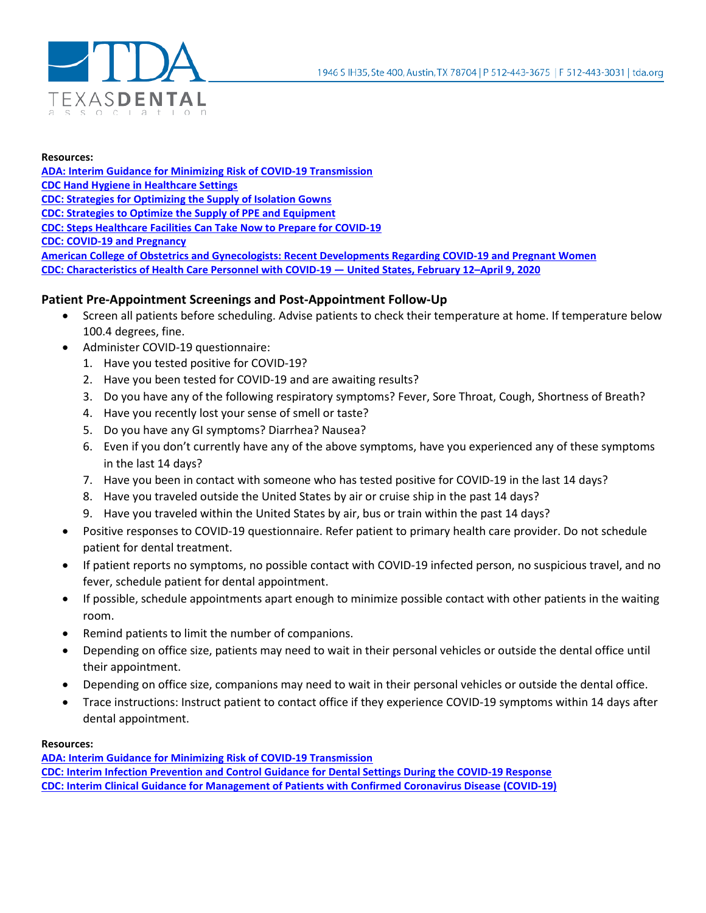**Resources:**

[ADA: Interim Guidance for Minimizing Risk of COVID-19 Transmission](#)
[CDC Hand Hygiene in Healthcare Settings](#)
[CDC: Strategies for Optimizing the Supply of Isolation Gowns](#)
[CDC: Strategies to Optimize the Supply of PPE and Equipment](#)
[CDC: Steps Healthcare Facilities Can Take Now to Prepare for COVID-19](#)
[CDC: COVID-19 and Pregnancy](#)
[American College of Obstetrics and Gynecologists: Recent Developments Regarding COVID-19 and Pregnant Women](#)
[CDC: Characteristics of Health Care Personnel with COVID-19 — United States, February 12–April 9, 2020](#)

## Patient Pre-Appointment Screenings and Post-Appointment Follow-Up

- Screen all patients before scheduling. Advise patients to check their temperature at home. If temperature below 100.4 degrees, fine.
- Administer COVID-19 questionnaire:
  1. Have you tested positive for COVID-19?
  2. Have you been tested for COVID-19 and are awaiting results?
  3. Do you have any of the following respiratory symptoms? Fever, Sore Throat, Cough, Shortness of Breath?
  4. Have you recently lost your sense of smell or taste?
  5. Do you have any GI symptoms? Diarrhea? Nausea?
  6. Even if you don't currently have any of the above symptoms, have you experienced any of these symptoms in the last 14 days?
  7. Have you been in contact with someone who has tested positive for COVID-19 in the last 14 days?
  8. Have you traveled outside the United States by air or cruise ship in the past 14 days?
  9. Have you traveled within the United States by air, bus or train within the past 14 days?
- Positive responses to COVID-19 questionnaire. Refer patient to primary health care provider. Do not schedule patient for dental treatment.
- If patient reports no symptoms, no possible contact with COVID-19 infected person, no suspicious travel, and no fever, schedule patient for dental appointment.
- If possible, schedule appointments apart enough to minimize possible contact with other patients in the waiting room.
- Remind patients to limit the number of companions.
- Depending on office size, patients may need to wait in their personal vehicles or outside the dental office until their appointment.
- Depending on office size, companions may need to wait in their personal vehicles or outside the dental office.
- Trace instructions: Instruct patient to contact office if they experience COVID-19 symptoms within 14 days after dental appointment.

**Resources:**

[ADA: Interim Guidance for Minimizing Risk of COVID-19 Transmission](#)
[CDC: Interim Infection Prevention and Control Guidance for Dental Settings During the COVID-19 Response](#)
[CDC: Interim Clinical Guidance for Management of Patients with Confirmed Coronavirus Disease (COVID-19)](#)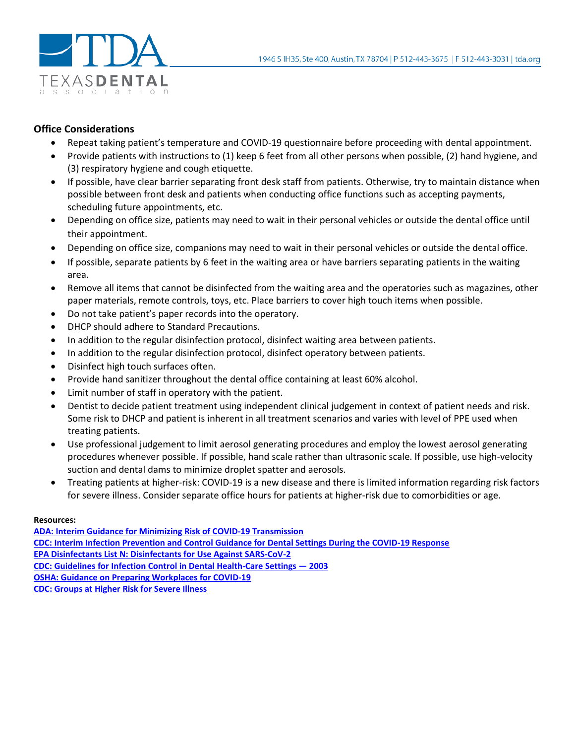## Office Considerations

- Repeat taking patient's temperature and COVID-19 questionnaire before proceeding with dental appointment.
- Provide patients with instructions to (1) keep 6 feet from all other persons when possible, (2) hand hygiene, and (3) respiratory hygiene and cough etiquette.
- If possible, have clear barrier separating front desk staff from patients. Otherwise, try to maintain distance when possible between front desk and patients when conducting office functions such as accepting payments, scheduling future appointments, etc.
- Depending on office size, patients may need to wait in their personal vehicles or outside the dental office until their appointment.
- Depending on office size, companions may need to wait in their personal vehicles or outside the dental office.
- If possible, separate patients by 6 feet in the waiting area or have barriers separating patients in the waiting area.
- Remove all items that cannot be disinfected from the waiting area and the operatories such as magazines, other paper materials, remote controls, toys, etc. Place barriers to cover high touch items when possible.
- Do not take patient's paper records into the operatory.
- DHCP should adhere to Standard Precautions.
- In addition to the regular disinfection protocol, disinfect waiting area between patients.
- In addition to the regular disinfection protocol, disinfect operatory between patients.
- Disinfect high touch surfaces often.
- Provide hand sanitizer throughout the dental office containing at least 60% alcohol.
- Limit number of staff in operatory with the patient.
- Dentist to decide patient treatment using independent clinical judgement in context of patient needs and risk. Some risk to DHCP and patient is inherent in all treatment scenarios and varies with level of PPE used when treating patients.
- Use professional judgement to limit aerosol generating procedures and employ the lowest aerosol generating procedures whenever possible. If possible, hand scale rather than ultrasonic scale. If possible, use high-velocity suction and dental dams to minimize droplet spatter and aerosols.
- Treating patients at higher-risk: COVID-19 is a new disease and there is limited information regarding risk factors for severe illness. Consider separate office hours for patients at higher-risk due to comorbidities or age.

**Resources:**

**ADA: Interim Guidance for Minimizing Risk of COVID-19 Transmission**
**CDC: Interim Infection Prevention and Control Guidance for Dental Settings During the COVID-19 Response**
**EPA Disinfectants List N: Disinfectants for Use Against SARS-CoV-2**
**CDC: Guidelines for Infection Control in Dental Health-Care Settings — 2003**
**OSHA: Guidance on Preparing Workplaces for COVID-19**
**CDC: Groups at Higher Risk for Severe Illness**